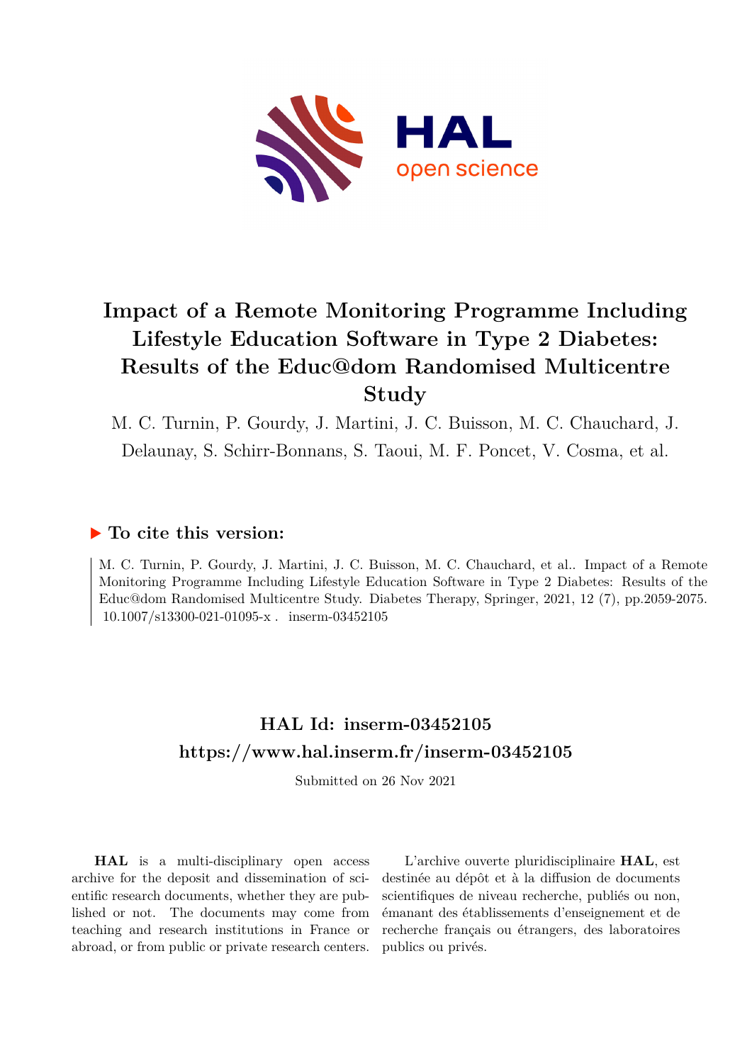# Impact of a Remote Monitoring Programme Including Lifestyle Education Software in Type 2 Diabetes: Results of the Educ@dom Randomised Multicentre Study

M. C. Turnin, P. Gourdy, J. Martini, J. C. Buisson, M. C. Chauchard, J. Delaunay, S. Schirr-Bonnans, S. Taoui, M. F. Poncet, V. Cosma, et al.

## ▶ To cite this version:

M. C. Turnin, P. Gourdy, J. Martini, J. C. Buisson, M. C. Chauchard, et al.. Impact of a Remote Monitoring Programme Including Lifestyle Education Software in Type 2 Diabetes: Results of the Educ@dom Randomised Multicentre Study. Diabetes Therapy, Springer, 2021, 12 (7), pp.2059-2075. 10.1007/s13300-021-01095-x . inserm-03452105

## HAL Id: inserm-03452105
## https://www.hal.inserm.fr/inserm-03452105

Submitted on 26 Nov 2021

**HAL** is a multi-disciplinary open access archive for the deposit and dissemination of scientific research documents, whether they are published or not. The documents may come from teaching and research institutions in France or abroad, or from public or private research centers.

L'archive ouverte pluridisciplinaire **HAL**, est destinée au dépôt et à la diffusion de documents scientifiques de niveau recherche, publiés ou non, émanant des établissements d'enseignement et de recherche français ou étrangers, des laboratoires publics ou privés.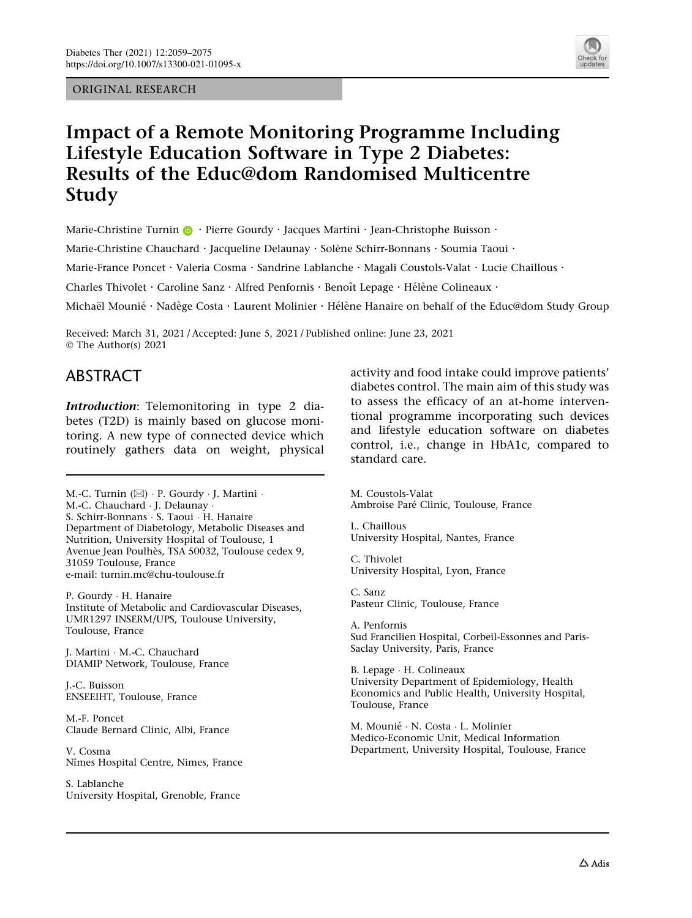ORIGINAL RESEARCH

# Impact of a Remote Monitoring Programme Including Lifestyle Education Software in Type 2 Diabetes: Results of the Educ@dom Randomised Multicentre Study

Marie-Christine Turnin · Pierre Gourdy · Jacques Martini · Jean-Christophe Buisson · Marie-Christine Chauchard · Jacqueline Delaunay · Solène Schirr-Bonnans · Soumia Taoui · Marie-France Poncet · Valeria Cosma · Sandrine Lablanche · Magali Coustols-Valat · Lucie Chaillous · Charles Thivolet · Caroline Sanz · Alfred Penfornis · Benoît Lepage · Hélène Colineaux · Michaël Mounié · Nadège Costa · Laurent Molinier · Hélène Hanaire on behalf of the Educ@dom Study Group

Received: March 31, 2021 / Accepted: June 5, 2021 / Published online: June 23, 2021
© The Author(s) 2021

## ABSTRACT

***Introduction***: Telemonitoring in type 2 diabetes (T2D) is mainly based on glucose monitoring. A new type of connected device which routinely gathers data on weight, physical activity and food intake could improve patients' diabetes control. The main aim of this study was to assess the efficacy of an at-home interventional programme incorporating such devices and lifestyle education software on diabetes control, i.e., change in HbA1c, compared to standard care.

M.-C. Turnin (✉) · P. Gourdy · J. Martini · M.-C. Chauchard · J. Delaunay · S. Schirr-Bonnans · S. Taoui · H. Hanaire
Department of Diabetology, Metabolic Diseases and Nutrition, University Hospital of Toulouse, 1 Avenue Jean Poulhès, TSA 50032, Toulouse cedex 9, 31059 Toulouse, France
e-mail: turnin.mc@chu-toulouse.fr

P. Gourdy · H. Hanaire
Institute of Metabolic and Cardiovascular Diseases, UMR1297 INSERM/UPS, Toulouse University, Toulouse, France

J. Martini · M.-C. Chauchard
DIAMIP Network, Toulouse, France

J.-C. Buisson
ENSEEIHT, Toulouse, France

M.-F. Poncet
Claude Bernard Clinic, Albi, France

V. Cosma
Nîmes Hospital Centre, Nimes, France

S. Lablanche
University Hospital, Grenoble, France

M. Coustols-Valat
Ambroise Paré Clinic, Toulouse, France

L. Chaillous
University Hospital, Nantes, France

C. Thivolet
University Hospital, Lyon, France

C. Sanz
Pasteur Clinic, Toulouse, France

A. Penfornis
Sud Francilien Hospital, Corbeil-Essonnes and Paris-Saclay University, Paris, France

B. Lepage · H. Colineaux
University Department of Epidemiology, Health Economics and Public Health, University Hospital, Toulouse, France

M. Mounié · N. Costa · L. Molinier
Medico-Economic Unit, Medical Information Department, University Hospital, Toulouse, France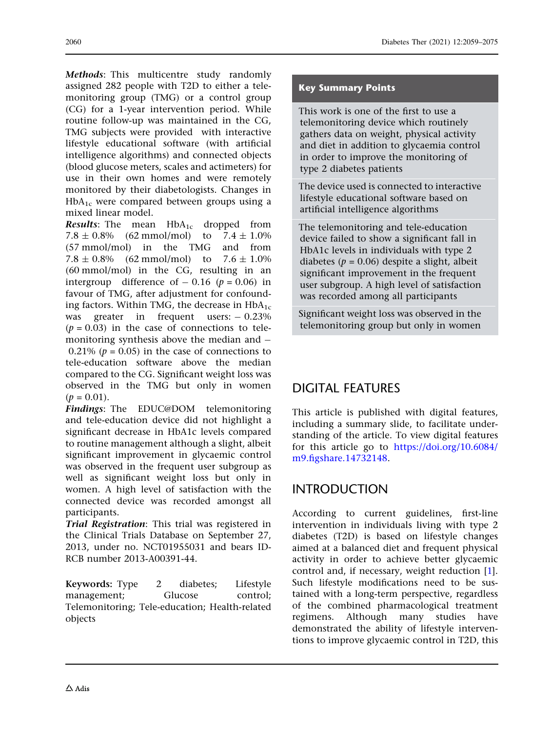***Methods***: This multicentre study randomly assigned 282 people with T2D to either a telemonitoring group (TMG) or a control group (CG) for a 1-year intervention period. While routine follow-up was maintained in the CG, TMG subjects were provided with interactive lifestyle educational software (with artificial intelligence algorithms) and connected objects (blood glucose meters, scales and actimeters) for use in their own homes and were remotely monitored by their diabetologists. Changes in $HbA_{1c}$ were compared between groups using a mixed linear model.

***Results***: The mean $HbA_{1c}$ dropped from $7.8 \pm 0.8\%$ (62 mmol/mol) to $7.4 \pm 1.0\%$ (57 mmol/mol) in the TMG and from $7.8 \pm 0.8\%$ (62 mmol/mol) to $7.6 \pm 1.0\%$ (60 mmol/mol) in the CG, resulting in an intergroup difference of $-0.16$ ($p = 0.06$) in favour of TMG, after adjustment for confounding factors. Within TMG, the decrease in $HbA_{1c}$ was greater in frequent users: $-0.23\%$ ($p = 0.03$) in the case of connections to telemonitoring synthesis above the median and $-0.21\%$ ($p = 0.05$) in the case of connections to tele-education software above the median compared to the CG. Significant weight loss was observed in the TMG but only in women ($p = 0.01$).

***Findings***: The EDUC@DOM telemonitoring and tele-education device did not highlight a significant decrease in HbA1c levels compared to routine management although a slight, albeit significant improvement in glycaemic control was observed in the frequent user subgroup as well as significant weight loss but only in women. A high level of satisfaction with the connected device was recorded amongst all participants.

***Trial Registration***: This trial was registered in the Clinical Trials Database on September 27, 2013, under no. NCT01955031 and bears ID-RCB number 2013-A00391-44.

**Keywords:** Type 2 diabetes; Lifestyle management; Glucose control; Telemonitoring; Tele-education; Health-related objects

**Key Summary Points**

This work is one of the first to use a telemonitoring device which routinely gathers data on weight, physical activity and diet in addition to glycaemia control in order to improve the monitoring of type 2 diabetes patients

The device used is connected to interactive lifestyle educational software based on artificial intelligence algorithms

The telemonitoring and tele-education device failed to show a significant fall in HbA1c levels in individuals with type 2 diabetes ($p = 0.06$) despite a slight, albeit significant improvement in the frequent user subgroup. A high level of satisfaction was recorded among all participants

Significant weight loss was observed in the telemonitoring group but only in women

## DIGITAL FEATURES

This article is published with digital features, including a summary slide, to facilitate understanding of the article. To view digital features for this article go to https://doi.org/10.6084/m9.figshare.14732148.

## INTRODUCTION

According to current guidelines, first-line intervention in individuals living with type 2 diabetes (T2D) is based on lifestyle changes aimed at a balanced diet and frequent physical activity in order to achieve better glycaemic control and, if necessary, weight reduction [1]. Such lifestyle modifications need to be sustained with a long-term perspective, regardless of the combined pharmacological treatment regimens. Although many studies have demonstrated the ability of lifestyle interventions to improve glycaemic control in T2D, this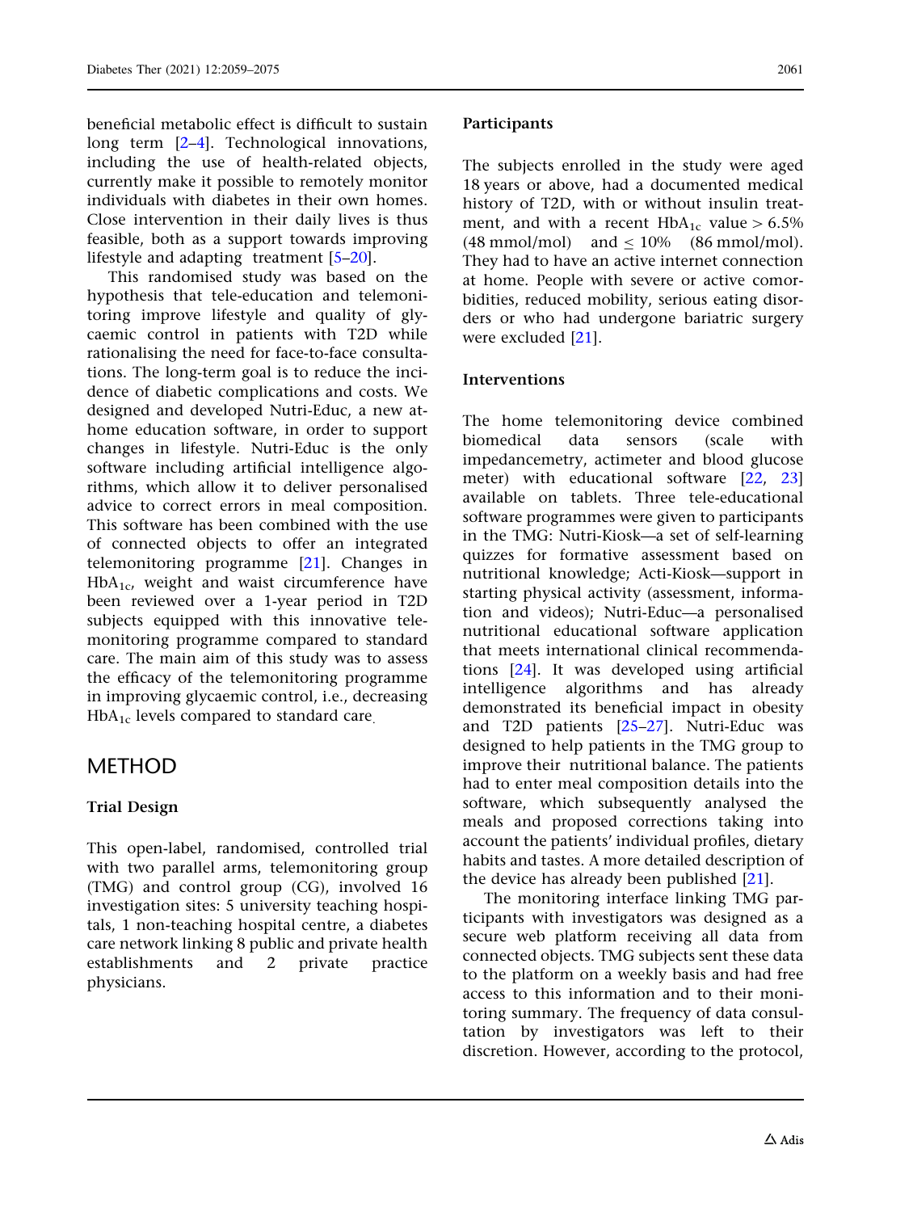beneficial metabolic effect is difficult to sustain long term [2–4]. Technological innovations, including the use of health-related objects, currently make it possible to remotely monitor individuals with diabetes in their own homes. Close intervention in their daily lives is thus feasible, both as a support towards improving lifestyle and adapting treatment [5–20].

This randomised study was based on the hypothesis that tele-education and telemonitoring improve lifestyle and quality of glycaemic control in patients with T2D while rationalising the need for face-to-face consultations. The long-term goal is to reduce the incidence of diabetic complications and costs. We designed and developed Nutri-Educ, a new at-home education software, in order to support changes in lifestyle. Nutri-Educ is the only software including artificial intelligence algorithms, which allow it to deliver personalised advice to correct errors in meal composition. This software has been combined with the use of connected objects to offer an integrated telemonitoring programme [21]. Changes in $HbA_{1c}$, weight and waist circumference have been reviewed over a 1-year period in T2D subjects equipped with this innovative telemonitoring programme compared to standard care. The main aim of this study was to assess the efficacy of the telemonitoring programme in improving glycaemic control, i.e., decreasing $HbA_{1c}$ levels compared to standard care.

# METHOD

### Trial Design

This open-label, randomised, controlled trial with two parallel arms, telemonitoring group (TMG) and control group (CG), involved 16 investigation sites: 5 university teaching hospitals, 1 non-teaching hospital centre, a diabetes care network linking 8 public and private health establishments and 2 private practice physicians.

### Participants

The subjects enrolled in the study were aged 18 years or above, had a documented medical history of T2D, with or without insulin treatment, and with a recent $HbA_{1c}$ value > 6.5% (48 mmol/mol) and ≤ 10% (86 mmol/mol). They had to have an active internet connection at home. People with severe or active comorbidities, reduced mobility, serious eating disorders or who had undergone bariatric surgery were excluded [21].

### Interventions

The home telemonitoring device combined biomedical data sensors (scale with impedancemetry, actimeter and blood glucose meter) with educational software [22, 23] available on tablets. Three tele-educational software programmes were given to participants in the TMG: Nutri-Kiosk—a set of self-learning quizzes for formative assessment based on nutritional knowledge; Acti-Kiosk—support in starting physical activity (assessment, information and videos); Nutri-Educ—a personalised nutritional educational software application that meets international clinical recommendations [24]. It was developed using artificial intelligence algorithms and has already demonstrated its beneficial impact in obesity and T2D patients [25–27]. Nutri-Educ was designed to help patients in the TMG group to improve their nutritional balance. The patients had to enter meal composition details into the software, which subsequently analysed the meals and proposed corrections taking into account the patients' individual profiles, dietary habits and tastes. A more detailed description of the device has already been published [21].

The monitoring interface linking TMG participants with investigators was designed as a secure web platform receiving all data from connected objects. TMG subjects sent these data to the platform on a weekly basis and had free access to this information and to their monitoring summary. The frequency of data consultation by investigators was left to their discretion. However, according to the protocol,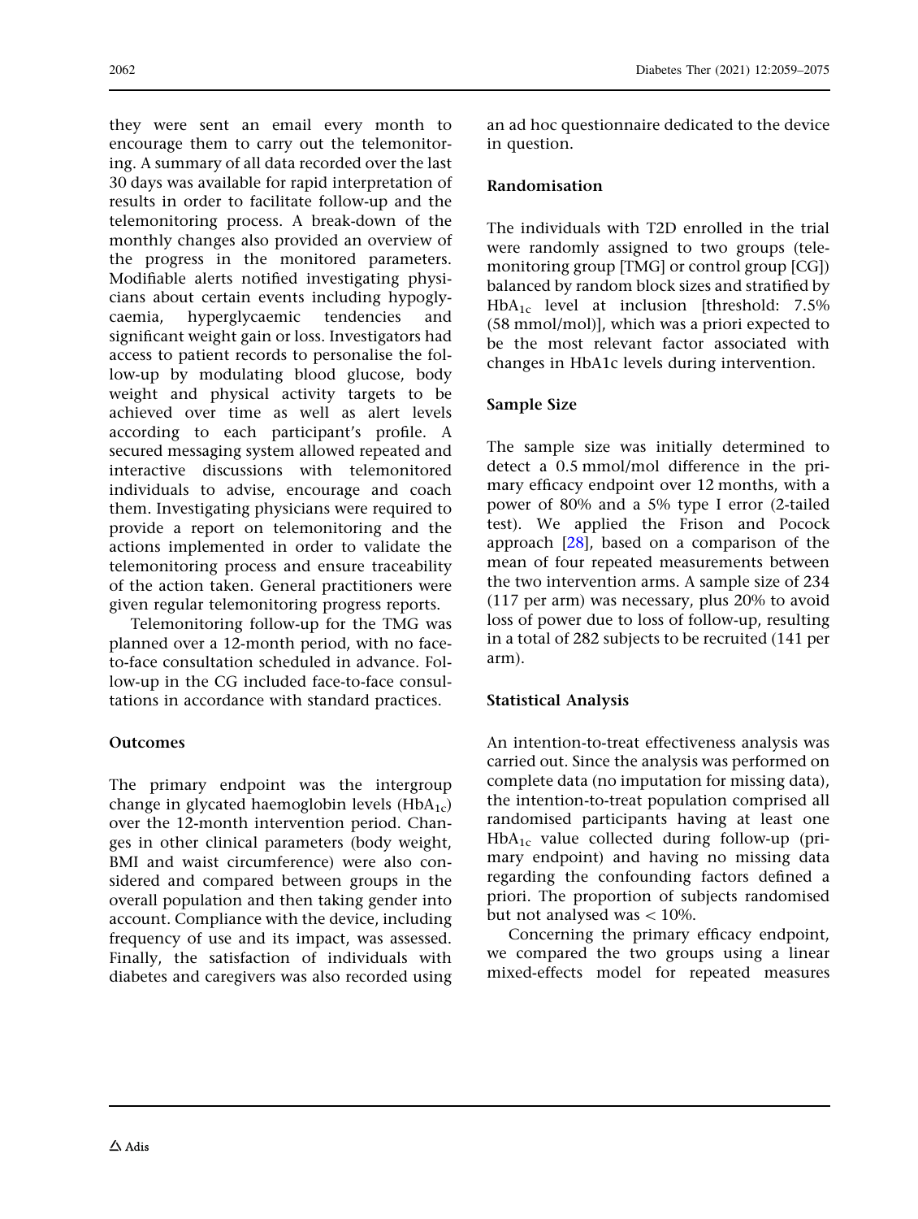they were sent an email every month to encourage them to carry out the telemonitoring. A summary of all data recorded over the last 30 days was available for rapid interpretation of results in order to facilitate follow-up and the telemonitoring process. A break-down of the monthly changes also provided an overview of the progress in the monitored parameters. Modifiable alerts notified investigating physicians about certain events including hypoglycaemia, hyperglycaemic tendencies and significant weight gain or loss. Investigators had access to patient records to personalise the follow-up by modulating blood glucose, body weight and physical activity targets to be achieved over time as well as alert levels according to each participant's profile. A secured messaging system allowed repeated and interactive discussions with telemonitored individuals to advise, encourage and coach them. Investigating physicians were required to provide a report on telemonitoring and the actions implemented in order to validate the telemonitoring process and ensure traceability of the action taken. General practitioners were given regular telemonitoring progress reports.

Telemonitoring follow-up for the TMG was planned over a 12-month period, with no face-to-face consultation scheduled in advance. Follow-up in the CG included face-to-face consultations in accordance with standard practices.

### Outcomes

The primary endpoint was the intergroup change in glycated haemoglobin levels ($HbA_{1c}$) over the 12-month intervention period. Changes in other clinical parameters (body weight, BMI and waist circumference) were also considered and compared between groups in the overall population and then taking gender into account. Compliance with the device, including frequency of use and its impact, was assessed. Finally, the satisfaction of individuals with diabetes and caregivers was also recorded using an ad hoc questionnaire dedicated to the device in question.

### Randomisation

The individuals with T2D enrolled in the trial were randomly assigned to two groups (telemonitoring group [TMG] or control group [CG]) balanced by random block sizes and stratified by $HbA_{1c}$ level at inclusion [threshold: 7.5% (58 mmol/mol)], which was a priori expected to be the most relevant factor associated with changes in HbA1c levels during intervention.

### Sample Size

The sample size was initially determined to detect a 0.5 mmol/mol difference in the primary efficacy endpoint over 12 months, with a power of 80% and a 5% type I error (2-tailed test). We applied the Frison and Pocock approach [28], based on a comparison of the mean of four repeated measurements between the two intervention arms. A sample size of 234 (117 per arm) was necessary, plus 20% to avoid loss of power due to loss of follow-up, resulting in a total of 282 subjects to be recruited (141 per arm).

### Statistical Analysis

An intention-to-treat effectiveness analysis was carried out. Since the analysis was performed on complete data (no imputation for missing data), the intention-to-treat population comprised all randomised participants having at least one $HbA_{1c}$ value collected during follow-up (primary endpoint) and having no missing data regarding the confounding factors defined a priori. The proportion of subjects randomised but not analysed was $< 10\%$.

Concerning the primary efficacy endpoint, we compared the two groups using a linear mixed-effects model for repeated measures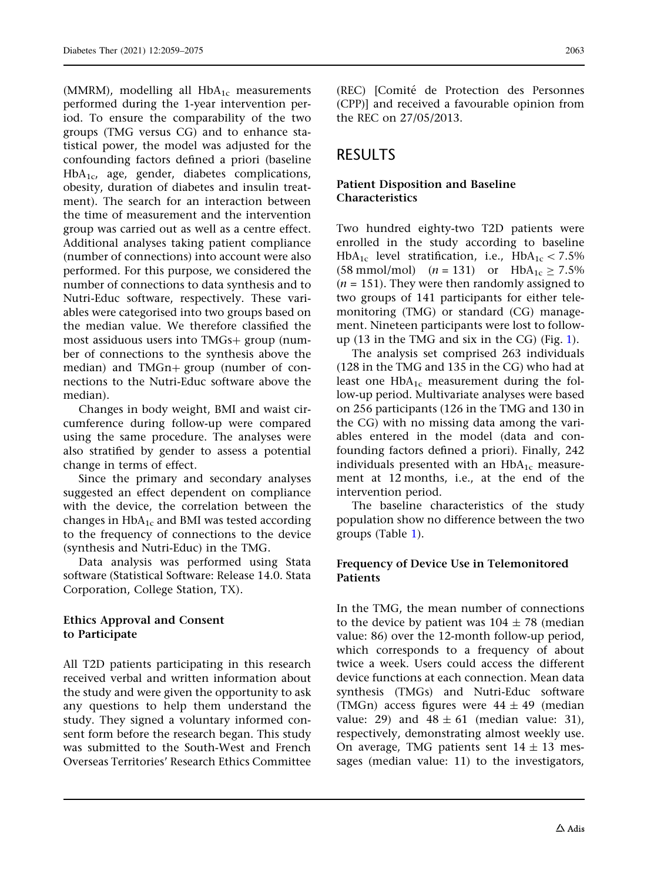(MMRM), modelling all $HbA_{1c}$ measurements performed during the 1-year intervention period. To ensure the comparability of the two groups (TMG versus CG) and to enhance statistical power, the model was adjusted for the confounding factors defined a priori (baseline $HbA_{1c}$, age, gender, diabetes complications, obesity, duration of diabetes and insulin treatment). The search for an interaction between the time of measurement and the intervention group was carried out as well as a centre effect. Additional analyses taking patient compliance (number of connections) into account were also performed. For this purpose, we considered the number of connections to data synthesis and to Nutri-Educ software, respectively. These variables were categorised into two groups based on the median value. We therefore classified the most assiduous users into TMGs+ group (number of connections to the synthesis above the median) and TMGn+ group (number of connections to the Nutri-Educ software above the median).

Changes in body weight, BMI and waist circumference during follow-up were compared using the same procedure. The analyses were also stratified by gender to assess a potential change in terms of effect.

Since the primary and secondary analyses suggested an effect dependent on compliance with the device, the correlation between the changes in $HbA_{1c}$ and BMI was tested according to the frequency of connections to the device (synthesis and Nutri-Educ) in the TMG.

Data analysis was performed using Stata software (Statistical Software: Release 14.0. Stata Corporation, College Station, TX).

### Ethics Approval and Consent to Participate

All T2D patients participating in this research received verbal and written information about the study and were given the opportunity to ask any questions to help them understand the study. They signed a voluntary informed consent form before the research began. This study was submitted to the South-West and French Overseas Territories' Research Ethics Committee (REC) [Comité de Protection des Personnes (CPP)] and received a favourable opinion from the REC on 27/05/2013.

## RESULTS

### Patient Disposition and Baseline Characteristics

Two hundred eighty-two T2D patients were enrolled in the study according to baseline $HbA_{1c}$ level stratification, i.e., $HbA_{1c} < 7.5\%$ (58 mmol/mol) ($n = 131$) or $HbA_{1c} \geq 7.5\%$ ($n = 151$). They were then randomly assigned to two groups of 141 participants for either telemonitoring (TMG) or standard (CG) management. Nineteen participants were lost to follow-up (13 in the TMG and six in the CG) (Fig. 1).

The analysis set comprised 263 individuals (128 in the TMG and 135 in the CG) who had at least one $HbA_{1c}$ measurement during the follow-up period. Multivariate analyses were based on 256 participants (126 in the TMG and 130 in the CG) with no missing data among the variables entered in the model (data and confounding factors defined a priori). Finally, 242 individuals presented with an $HbA_{1c}$ measurement at 12 months, i.e., at the end of the intervention period.

The baseline characteristics of the study population show no difference between the two groups (Table 1).

### Frequency of Device Use in Telemonitored Patients

In the TMG, the mean number of connections to the device by patient was $104 \pm 78$ (median value: 86) over the 12-month follow-up period, which corresponds to a frequency of about twice a week. Users could access the different device functions at each connection. Mean data synthesis (TMGs) and Nutri-Educ software (TMGn) access figures were $44 \pm 49$ (median value: 29) and $48 \pm 61$ (median value: 31), respectively, demonstrating almost weekly use. On average, TMG patients sent $14 \pm 13$ messages (median value: 11) to the investigators,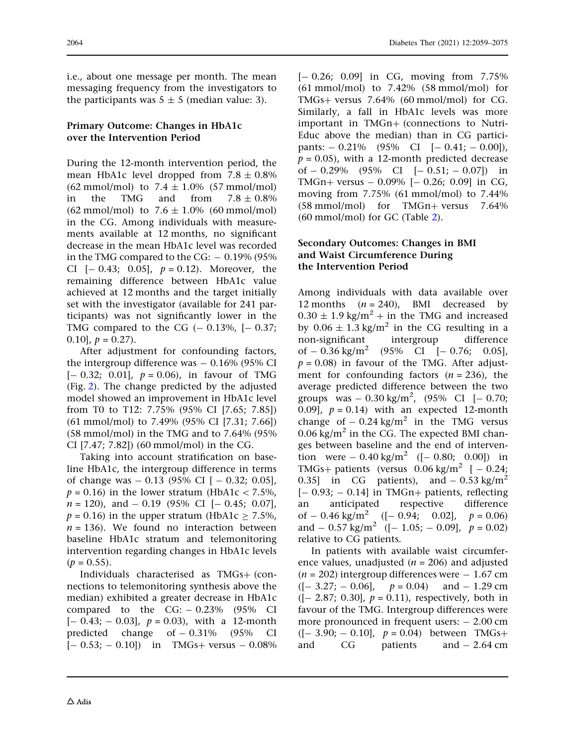i.e., about one message per month. The mean messaging frequency from the investigators to the participants was 5 ± 5 (median value: 3).

### Primary Outcome: Changes in HbA1c over the Intervention Period

During the 12-month intervention period, the mean HbA1c level dropped from 7.8 ± 0.8% (62 mmol/mol) to 7.4 ± 1.0% (57 mmol/mol) in the TMG and from 7.8 ± 0.8% (62 mmol/mol) to 7.6 ± 1.0% (60 mmol/mol) in the CG. Among individuals with measurements available at 12 months, no significant decrease in the mean HbA1c level was recorded in the TMG compared to the CG: − 0.19% (95% CI [− 0.43; 0.05], $p = 0.12$). Moreover, the remaining difference between HbA1c value achieved at 12 months and the target initially set with the investigator (available for 241 participants) was not significantly lower in the TMG compared to the CG (− 0.13%, [− 0.37; 0.10], $p = 0.27$).

After adjustment for confounding factors, the intergroup difference was − 0.16% (95% CI [− 0.32; 0.01], $p = 0.06$), in favour of TMG (Fig. 2). The change predicted by the adjusted model showed an improvement in HbA1c level from T0 to T12: 7.75% (95% CI [7.65; 7.85]) (61 mmol/mol) to 7.49% (95% CI [7.31; 7.66]) (58 mmol/mol) in the TMG and to 7.64% (95% CI [7.47; 7.82]) (60 mmol/mol) in the CG.

Taking into account stratification on baseline HbA1c, the intergroup difference in terms of change was − 0.13 (95% CI [ − 0.32; 0.05], $p = 0.16$) in the lower stratum (HbA1c < 7.5%, $n = 120$), and − 0.19 (95% CI [− 0.45; 0.07], $p = 0.16$) in the upper stratum (HbA1c ≥ 7.5%, $n = 136$). We found no interaction between baseline HbA1c stratum and telemonitoring intervention regarding changes in HbA1c levels ($p = 0.55$).

Individuals characterised as TMGs+ (connections to telemonitoring synthesis above the median) exhibited a greater decrease in HbA1c compared to the CG: − 0.23% (95% CI [− 0.43; − 0.03], $p = 0.03$), with a 12-month predicted change of − 0.31% (95% CI [− 0.53; − 0.10]) in TMGs+ versus − 0.08% [− 0.26; 0.09] in CG, moving from 7.75% (61 mmol/mol) to 7.42% (58 mmol/mol) for TMGs+ versus 7.64% (60 mmol/mol) for CG. Similarly, a fall in HbA1c levels was more important in TMGn+ (connections to Nutri-Educ above the median) than in CG participants: − 0.21% (95% CI [− 0.41; − 0.00]), $p = 0.05$), with a 12-month predicted decrease of − 0.29% (95% CI [− 0.51; − 0.07]) in TMGn+ versus − 0.09% [− 0.26; 0.09] in CG, moving from 7.75% (61 mmol/mol) to 7.44% (58 mmol/mol) for TMGn+ versus 7.64% (60 mmol/mol) for GC (Table 2).

### Secondary Outcomes: Changes in BMI and Waist Circumference During the Intervention Period

Among individuals with data available over 12 months ($n = 240$), BMI decreased by 0.30 ± 1.9 kg/m$^2$ + in the TMG and increased by 0.06 ± 1.3 kg/m$^2$ in the CG resulting in a non-significant intergroup difference of − 0.36 kg/m$^2$ (95% CI [− 0.76; 0.05], $p = 0.08$) in favour of the TMG. After adjustment for confounding factors ($n = 236$), the average predicted difference between the two groups was − 0.30 kg/m$^2$, (95% CI [− 0.70; 0.09], $p = 0.14$) with an expected 12-month change of − 0.24 kg/m$^2$ in the TMG versus 0.06 kg/m$^2$ in the CG. The expected BMI changes between baseline and the end of intervention were − 0.40 kg/m$^2$ ([− 0.80; 0.00]) in TMGs+ patients (versus 0.06 kg/m$^2$ [ − 0.24; 0.35] in CG patients), and − 0.53 kg/m$^2$ [− 0.93; − 0.14] in TMGn+ patients, reflecting an anticipated respective difference of − 0.46 kg/m$^2$ ([− 0.94; 0.02], $p = 0.06$) and − 0.57 kg/m$^2$ ([− 1.05; − 0.09], $p = 0.02$) relative to CG patients.

In patients with available waist circumference values, unadjusted ($n = 206$) and adjusted ($n = 202$) intergroup differences were − 1.67 cm ([− 3.27; − 0.06], $p = 0.04$) and − 1.29 cm ([− 2.87; 0.30], $p = 0.11$), respectively, both in favour of the TMG. Intergroup differences were more pronounced in frequent users: − 2.00 cm ([− 3.90; − 0.10], $p = 0.04$) between TMGs+ and CG patients and − 2.64 cm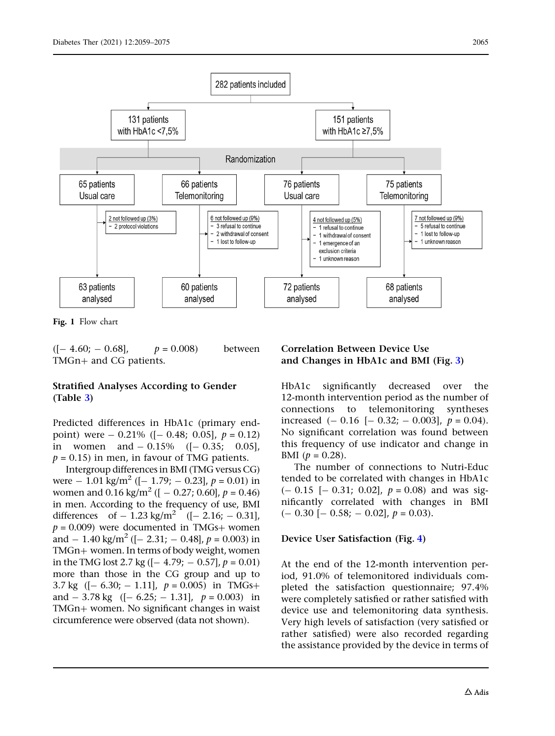Fig. 1 Flow chart

([– 4.60; – 0.68], $p = 0.008$) between TMGn+ and CG patients.

### Stratified Analyses According to Gender (Table 3)

Predicted differences in HbA1c (primary endpoint) were – 0.21% ([– 0.48; 0.05], $p = 0.12$) in women and – 0.15% ([– 0.35; 0.05], $p = 0.15$) in men, in favour of TMG patients.

Intergroup differences in BMI (TMG versus CG) were – 1.01 kg/m$^2$ ([– 1.79; – 0.23], $p = 0.01$) in women and 0.16 kg/m$^2$ ([ – 0.27; 0.60], $p = 0.46$) in men. According to the frequency of use, BMI differences of – 1.23 kg/m$^2$ ([– 2.16; – 0.31], $p = 0.009$) were documented in TMGs+ women and – 1.40 kg/m$^2$ ([– 2.31; – 0.48], $p = 0.003$) in TMGn+ women. In terms of body weight, women in the TMG lost 2.7 kg ([– 4.79; – 0.57], $p = 0.01$) more than those in the CG group and up to 3.7 kg ([– 6.30; – 1.11], $p = 0.005$) in TMGs+ and – 3.78 kg ([– 6.25; – 1.31], $p = 0.003$) in TMGn+ women. No significant changes in waist circumference were observed (data not shown).

### Correlation Between Device Use and Changes in HbA1c and BMI (Fig. 3)

HbA1c significantly decreased over the 12-month intervention period as the number of connections to telemonitoring syntheses increased (– 0.16 [– 0.32; – 0.003], $p = 0.04$). No significant correlation was found between this frequency of use indicator and change in BMI ($p = 0.28$).

The number of connections to Nutri-Educ tended to be correlated with changes in HbA1c (– 0.15 [– 0.31; 0.02], $p = 0.08$) and was significantly correlated with changes in BMI (– 0.30 [– 0.58; – 0.02], $p = 0.03$).

### Device User Satisfaction (Fig. 4)

At the end of the 12-month intervention period, 91.0% of telemonitored individuals completed the satisfaction questionnaire; 97.4% were completely satisfied or rather satisfied with device use and telemonitoring data synthesis. Very high levels of satisfaction (very satisfied or rather satisfied) were also recorded regarding the assistance provided by the device in terms of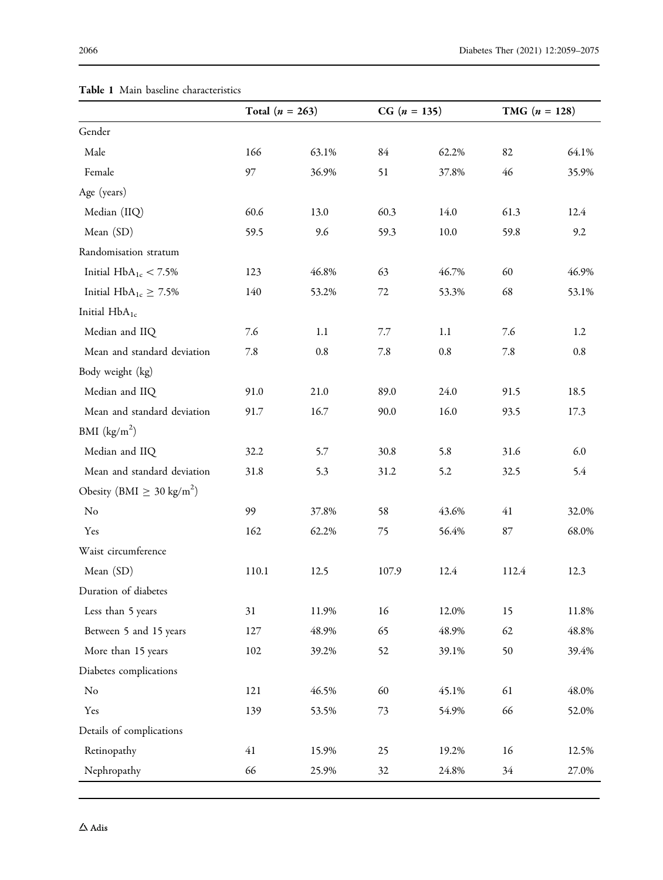**Table 1** Main baseline characteristics

| | Total ($n$ = 263) | | CG ($n$ = 135) | | TMG ($n$ = 128) | |
|---|---|---|---|---|---|---|
| Gender | | | | | | |
| Male | 166 | 63.1% | 84 | 62.2% | 82 | 64.1% |
| Female | 97 | 36.9% | 51 | 37.8% | 46 | 35.9% |
| Age (years) | | | | | | |
| Median (IIQ) | 60.6 | 13.0 | 60.3 | 14.0 | 61.3 | 12.4 |
| Mean (SD) | 59.5 | 9.6 | 59.3 | 10.0 | 59.8 | 9.2 |
| Randomisation stratum | | | | | | |
| Initial $HbA_{1c} < 7.5\%$ | 123 | 46.8% | 63 | 46.7% | 60 | 46.9% |
| Initial $HbA_{1c} \geq 7.5\%$ | 140 | 53.2% | 72 | 53.3% | 68 | 53.1% |
| Initial $HbA_{1c}$ | | | | | | |
| Median and IIQ | 7.6 | 1.1 | 7.7 | 1.1 | 7.6 | 1.2 |
| Mean and standard deviation | 7.8 | 0.8 | 7.8 | 0.8 | 7.8 | 0.8 |
| Body weight (kg) | | | | | | |
| Median and IIQ | 91.0 | 21.0 | 89.0 | 24.0 | 91.5 | 18.5 |
| Mean and standard deviation | 91.7 | 16.7 | 90.0 | 16.0 | 93.5 | 17.3 |
| BMI ($kg/m^2$) | | | | | | |
| Median and IIQ | 32.2 | 5.7 | 30.8 | 5.8 | 31.6 | 6.0 |
| Mean and standard deviation | 31.8 | 5.3 | 31.2 | 5.2 | 32.5 | 5.4 |
| Obesity (BMI $\geq$ 30 $kg/m^2$) | | | | | | |
| No | 99 | 37.8% | 58 | 43.6% | 41 | 32.0% |
| Yes | 162 | 62.2% | 75 | 56.4% | 87 | 68.0% |
| Waist circumference | | | | | | |
| Mean (SD) | 110.1 | 12.5 | 107.9 | 12.4 | 112.4 | 12.3 |
| Duration of diabetes | | | | | | |
| Less than 5 years | 31 | 11.9% | 16 | 12.0% | 15 | 11.8% |
| Between 5 and 15 years | 127 | 48.9% | 65 | 48.9% | 62 | 48.8% |
| More than 15 years | 102 | 39.2% | 52 | 39.1% | 50 | 39.4% |
| Diabetes complications | | | | | | |
| No | 121 | 46.5% | 60 | 45.1% | 61 | 48.0% |
| Yes | 139 | 53.5% | 73 | 54.9% | 66 | 52.0% |
| Details of complications | | | | | | |
| Retinopathy | 41 | 15.9% | 25 | 19.2% | 16 | 12.5% |
| Nephropathy | 66 | 25.9% | 32 | 24.8% | 34 | 27.0% |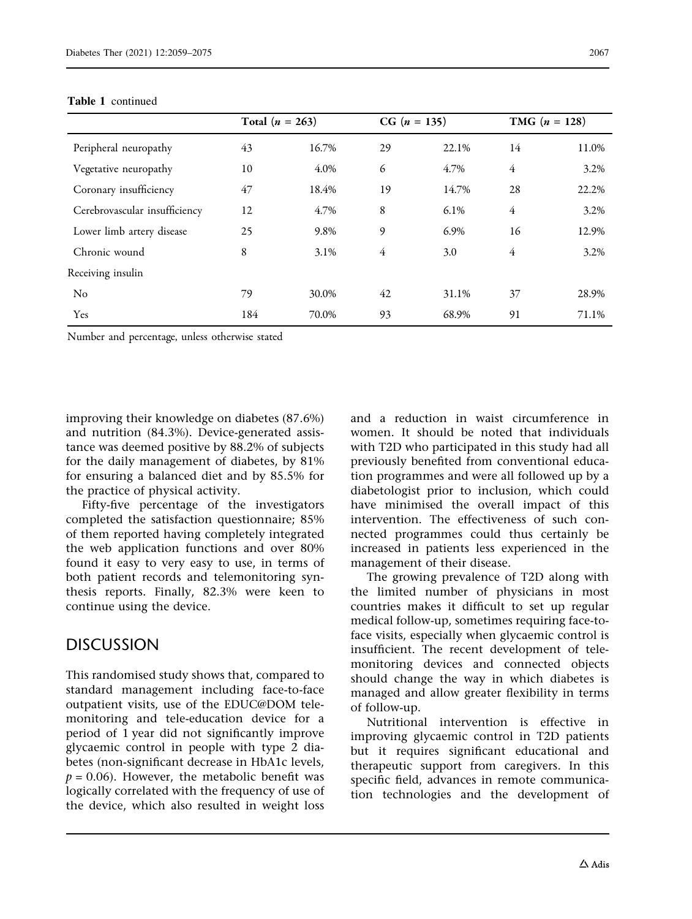**Table 1** continued

| | Total (*n* = 263) | | CG (*n* = 135) | | TMG (*n* = 128) | |
|---|---|---|---|---|---|---|
| Peripheral neuropathy | 43 | 16.7% | 29 | 22.1% | 14 | 11.0% |
| Vegetative neuropathy | 10 | 4.0% | 6 | 4.7% | 4 | 3.2% |
| Coronary insufficiency | 47 | 18.4% | 19 | 14.7% | 28 | 22.2% |
| Cerebrovascular insufficiency | 12 | 4.7% | 8 | 6.1% | 4 | 3.2% |
| Lower limb artery disease | 25 | 9.8% | 9 | 6.9% | 16 | 12.9% |
| Chronic wound | 8 | 3.1% | 4 | 3.0 | 4 | 3.2% |
| Receiving insulin | | | | | | |
| No | 79 | 30.0% | 42 | 31.1% | 37 | 28.9% |
| Yes | 184 | 70.0% | 93 | 68.9% | 91 | 71.1% |

Number and percentage, unless otherwise stated

improving their knowledge on diabetes (87.6%) and nutrition (84.3%). Device-generated assistance was deemed positive by 88.2% of subjects for the daily management of diabetes, by 81% for ensuring a balanced diet and by 85.5% for the practice of physical activity.

Fifty-five percentage of the investigators completed the satisfaction questionnaire; 85% of them reported having completely integrated the web application functions and over 80% found it easy to very easy to use, in terms of both patient records and telemonitoring synthesis reports. Finally, 82.3% were keen to continue using the device.

## DISCUSSION

This randomised study shows that, compared to standard management including face-to-face outpatient visits, use of the EDUC@DOM telemonitoring and tele-education device for a period of 1 year did not significantly improve glycaemic control in people with type 2 diabetes (non-significant decrease in HbA1c levels, $p = 0.06$). However, the metabolic benefit was logically correlated with the frequency of use of the device, which also resulted in weight loss and a reduction in waist circumference in women. It should be noted that individuals with T2D who participated in this study had all previously benefited from conventional education programmes and were all followed up by a diabetologist prior to inclusion, which could have minimised the overall impact of this intervention. The effectiveness of such connected programmes could thus certainly be increased in patients less experienced in the management of their disease.

The growing prevalence of T2D along with the limited number of physicians in most countries makes it difficult to set up regular medical follow-up, sometimes requiring face-to-face visits, especially when glycaemic control is insufficient. The recent development of telemonitoring devices and connected objects should change the way in which diabetes is managed and allow greater flexibility in terms of follow-up.

Nutritional intervention is effective in improving glycaemic control in T2D patients but it requires significant educational and therapeutic support from caregivers. In this specific field, advances in remote communication technologies and the development of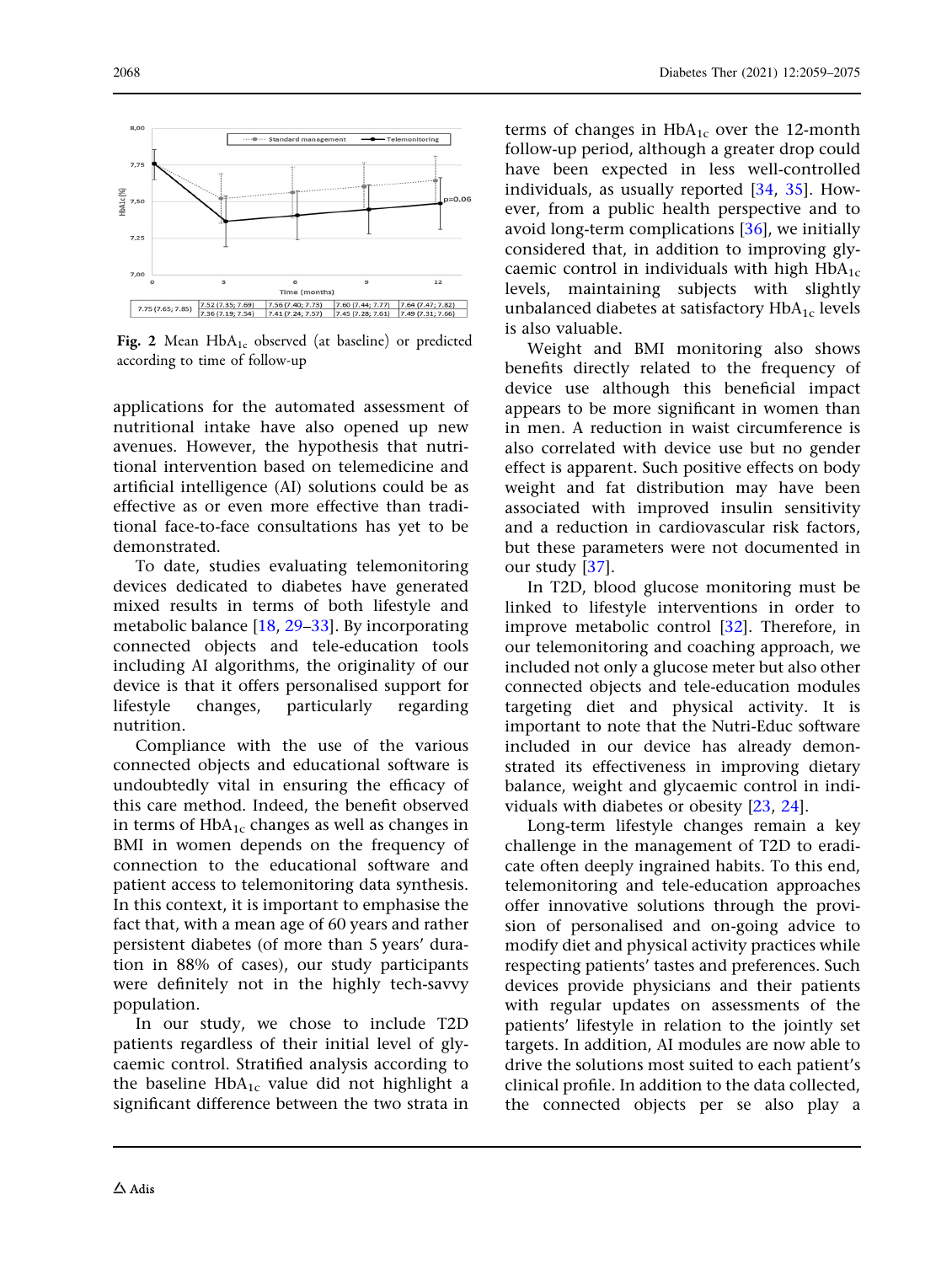| 7.75 (7.65; 7.85) | 7.52 (7.35; 7.69) | 7.56 (7.40; 7.73) | 7.60 (7.44; 7.77) | 7.64 (7.47; 7.82) |
|---|---|---|---|---|
| | 7.36 (7.19; 7.54) | 7.41 (7.24; 7.57) | 7.45 (7.28; 7.61) | 7.49 (7.31; 7.66) |

**Fig. 2** Mean $HbA_{1c}$ observed (at baseline) or predicted according to time of follow-up

applications for the automated assessment of nutritional intake have also opened up new avenues. However, the hypothesis that nutritional intervention based on telemedicine and artificial intelligence (AI) solutions could be as effective as or even more effective than traditional face-to-face consultations has yet to be demonstrated.

To date, studies evaluating telemonitoring devices dedicated to diabetes have generated mixed results in terms of both lifestyle and metabolic balance [18, 29–33]. By incorporating connected objects and tele-education tools including AI algorithms, the originality of our device is that it offers personalised support for lifestyle changes, particularly regarding nutrition.

Compliance with the use of the various connected objects and educational software is undoubtedly vital in ensuring the efficacy of this care method. Indeed, the benefit observed in terms of $HbA_{1c}$ changes as well as changes in BMI in women depends on the frequency of connection to the educational software and patient access to telemonitoring data synthesis. In this context, it is important to emphasise the fact that, with a mean age of 60 years and rather persistent diabetes (of more than 5 years' duration in 88% of cases), our study participants were definitely not in the highly tech-savvy population.

In our study, we chose to include T2D patients regardless of their initial level of glycaemic control. Stratified analysis according to the baseline $HbA_{1c}$ value did not highlight a significant difference between the two strata in terms of changes in $HbA_{1c}$ over the 12-month follow-up period, although a greater drop could have been expected in less well-controlled individuals, as usually reported [34, 35]. However, from a public health perspective and to avoid long-term complications [36], we initially considered that, in addition to improving glycaemic control in individuals with high $HbA_{1c}$ levels, maintaining subjects with slightly unbalanced diabetes at satisfactory $HbA_{1c}$ levels is also valuable.

Weight and BMI monitoring also shows benefits directly related to the frequency of device use although this beneficial impact appears to be more significant in women than in men. A reduction in waist circumference is also correlated with device use but no gender effect is apparent. Such positive effects on body weight and fat distribution may have been associated with improved insulin sensitivity and a reduction in cardiovascular risk factors, but these parameters were not documented in our study [37].

In T2D, blood glucose monitoring must be linked to lifestyle interventions in order to improve metabolic control [32]. Therefore, in our telemonitoring and coaching approach, we included not only a glucose meter but also other connected objects and tele-education modules targeting diet and physical activity. It is important to note that the Nutri-Educ software included in our device has already demonstrated its effectiveness in improving dietary balance, weight and glycaemic control in individuals with diabetes or obesity [23, 24].

Long-term lifestyle changes remain a key challenge in the management of T2D to eradicate often deeply ingrained habits. To this end, telemonitoring and tele-education approaches offer innovative solutions through the provision of personalised and on-going advice to modify diet and physical activity practices while respecting patients' tastes and preferences. Such devices provide physicians and their patients with regular updates on assessments of the patients' lifestyle in relation to the jointly set targets. In addition, AI modules are now able to drive the solutions most suited to each patient's clinical profile. In addition to the data collected, the connected objects per se also play a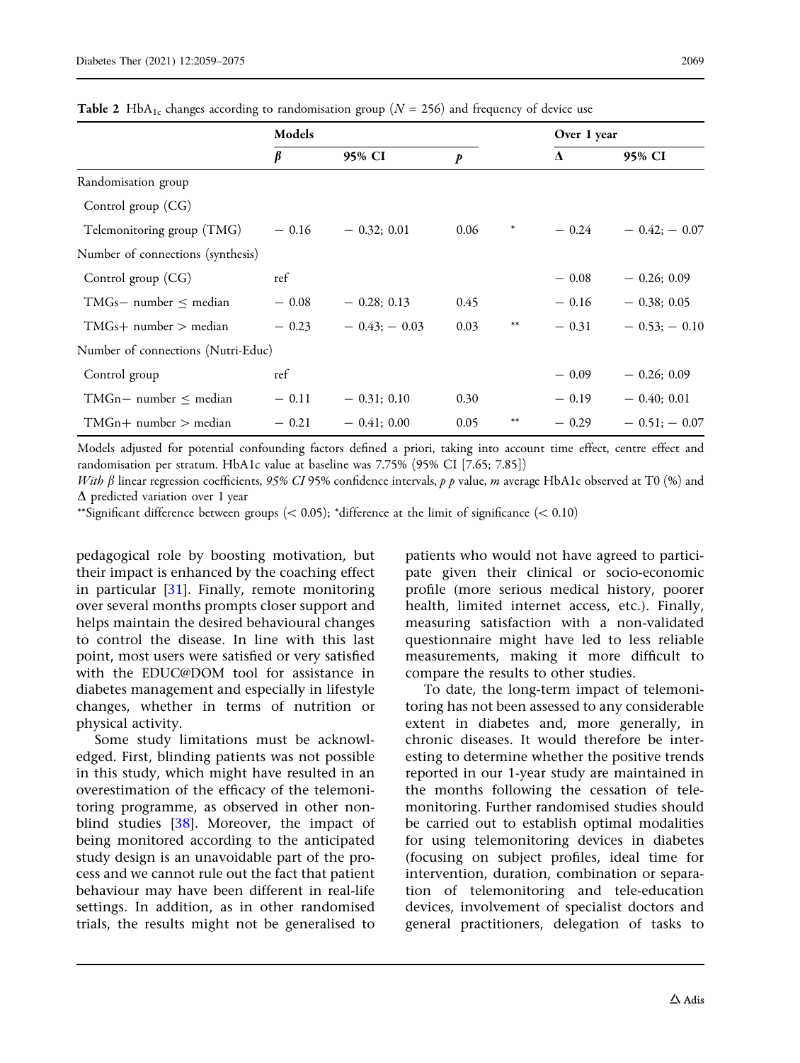**Table 2** $HbA_{1c}$ changes according to randomisation group ($N$ = 256) and frequency of device use

| | Models | | | | Over 1 year | |
|---|---|---|---|---|---|---|
| | $\beta$ | 95% CI | $p$ | | $\Delta$ | 95% CI |
| Randomisation group | | | | | | |
| Control group (CG) | | | | | | |
| Telemonitoring group (TMG) | − 0.16 | − 0.32; 0.01 | 0.06 | * | − 0.24 | − 0.42; − 0.07 |
| Number of connections (synthesis) | | | | | | |
| Control group (CG) | ref | | | | − 0.08 | − 0.26; 0.09 |
| TMGs− number ≤ median | − 0.08 | − 0.28; 0.13 | 0.45 | | − 0.16 | − 0.38; 0.05 |
| TMGs+ number > median | − 0.23 | − 0.43; − 0.03 | 0.03 | ** | − 0.31 | − 0.53; − 0.10 |
| Number of connections (Nutri-Educ) | | | | | | |
| Control group | ref | | | | − 0.09 | − 0.26; 0.09 |
| TMGn− number ≤ median | − 0.11 | − 0.31; 0.10 | 0.30 | | − 0.19 | − 0.40; 0.01 |
| TMGn+ number > median | − 0.21 | − 0.41; 0.00 | 0.05 | ** | − 0.29 | − 0.51; − 0.07 |

Models adjusted for potential confounding factors defined a priori, taking into account time effect, centre effect and randomisation per stratum. HbA1c value at baseline was 7.75% (95% CI [7.65; 7.85])

*With* $\beta$ linear regression coefficients, *95% CI* 95% confidence intervals, *p* *p* value, *m* average HbA1c observed at T0 (%) and $\Delta$ predicted variation over 1 year

**Significant difference between groups (< 0.05); *difference at the limit of significance (< 0.10)

pedagogical role by boosting motivation, but their impact is enhanced by the coaching effect in particular [31]. Finally, remote monitoring over several months prompts closer support and helps maintain the desired behavioural changes to control the disease. In line with this last point, most users were satisfied or very satisfied with the EDUC@DOM tool for assistance in diabetes management and especially in lifestyle changes, whether in terms of nutrition or physical activity.

Some study limitations must be acknowledged. First, blinding patients was not possible in this study, which might have resulted in an overestimation of the efficacy of the telemonitoring programme, as observed in other non-blind studies [38]. Moreover, the impact of being monitored according to the anticipated study design is an unavoidable part of the process and we cannot rule out the fact that patient behaviour may have been different in real-life settings. In addition, as in other randomised trials, the results might not be generalised to patients who would not have agreed to participate given their clinical or socio-economic profile (more serious medical history, poorer health, limited internet access, etc.). Finally, measuring satisfaction with a non-validated questionnaire might have led to less reliable measurements, making it more difficult to compare the results to other studies.

To date, the long-term impact of telemonitoring has not been assessed to any considerable extent in diabetes and, more generally, in chronic diseases. It would therefore be interesting to determine whether the positive trends reported in our 1-year study are maintained in the months following the cessation of telemonitoring. Further randomised studies should be carried out to establish optimal modalities for using telemonitoring devices in diabetes (focusing on subject profiles, ideal time for intervention, duration, combination or separation of telemonitoring and tele-education devices, involvement of specialist doctors and general practitioners, delegation of tasks to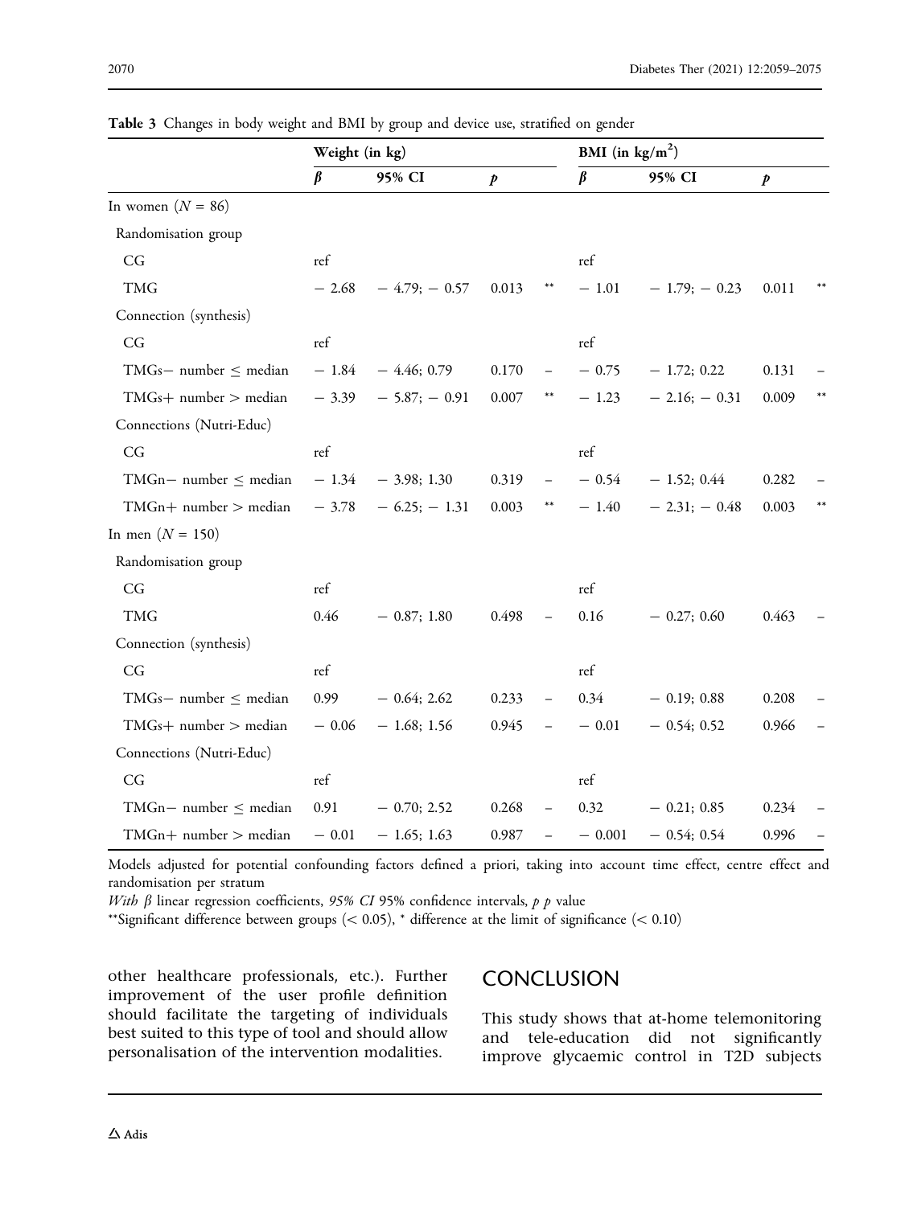**Table 3** Changes in body weight and BMI by group and device use, stratified on gender

| | Weight (in kg) | | | | BMI (in kg/m$^2$) | | | |
|---|---|---|---|---|---|---|---|---|
| | $\beta$ | 95% CI | $p$ | | $\beta$ | 95% CI | $p$ | |
| In women ($N$ = 86) | | | | | | | | |
| Randomisation group | | | | | | | | |
| CG | ref | | | | ref | | | |
| TMG | − 2.68 | − 4.79; − 0.57 | 0.013 | ** | − 1.01 | − 1.79; − 0.23 | 0.011 | ** |
| Connection (synthesis) | | | | | | | | |
| CG | ref | | | | ref | | | |
| TMGs− number ≤ median | − 1.84 | − 4.46; 0.79 | 0.170 | – | − 0.75 | − 1.72; 0.22 | 0.131 | – |
| TMGs+ number > median | − 3.39 | − 5.87; − 0.91 | 0.007 | ** | − 1.23 | − 2.16; − 0.31 | 0.009 | ** |
| Connections (Nutri-Educ) | | | | | | | | |
| CG | ref | | | | ref | | | |
| TMGn− number ≤ median | − 1.34 | − 3.98; 1.30 | 0.319 | – | − 0.54 | − 1.52; 0.44 | 0.282 | – |
| TMGn+ number > median | − 3.78 | − 6.25; − 1.31 | 0.003 | ** | − 1.40 | − 2.31; − 0.48 | 0.003 | ** |
| In men ($N$ = 150) | | | | | | | | |
| Randomisation group | | | | | | | | |
| CG | ref | | | | ref | | | |
| TMG | 0.46 | − 0.87; 1.80 | 0.498 | – | 0.16 | − 0.27; 0.60 | 0.463 | – |
| Connection (synthesis) | | | | | | | | |
| CG | ref | | | | ref | | | |
| TMGs− number ≤ median | 0.99 | − 0.64; 2.62 | 0.233 | – | 0.34 | − 0.19; 0.88 | 0.208 | – |
| TMGs+ number > median | − 0.06 | − 1.68; 1.56 | 0.945 | – | − 0.01 | − 0.54; 0.52 | 0.966 | – |
| Connections (Nutri-Educ) | | | | | | | | |
| CG | ref | | | | ref | | | |
| TMGn− number ≤ median | 0.91 | − 0.70; 2.52 | 0.268 | – | 0.32 | − 0.21; 0.85 | 0.234 | – |
| TMGn+ number > median | − 0.01 | − 1.65; 1.63 | 0.987 | – | − 0.001 | − 0.54; 0.54 | 0.996 | – |

Models adjusted for potential confounding factors defined a priori, taking into account time effect, centre effect and randomisation per stratum

*With β* linear regression coefficients, *95% CI* 95% confidence intervals, *p p* value

**Significant difference between groups (< 0.05), * difference at the limit of significance (< 0.10)

other healthcare professionals, etc.). Further improvement of the user profile definition should facilitate the targeting of individuals best suited to this type of tool and should allow personalisation of the intervention modalities.

## CONCLUSION

This study shows that at-home telemonitoring and tele-education did not significantly improve glycaemic control in T2D subjects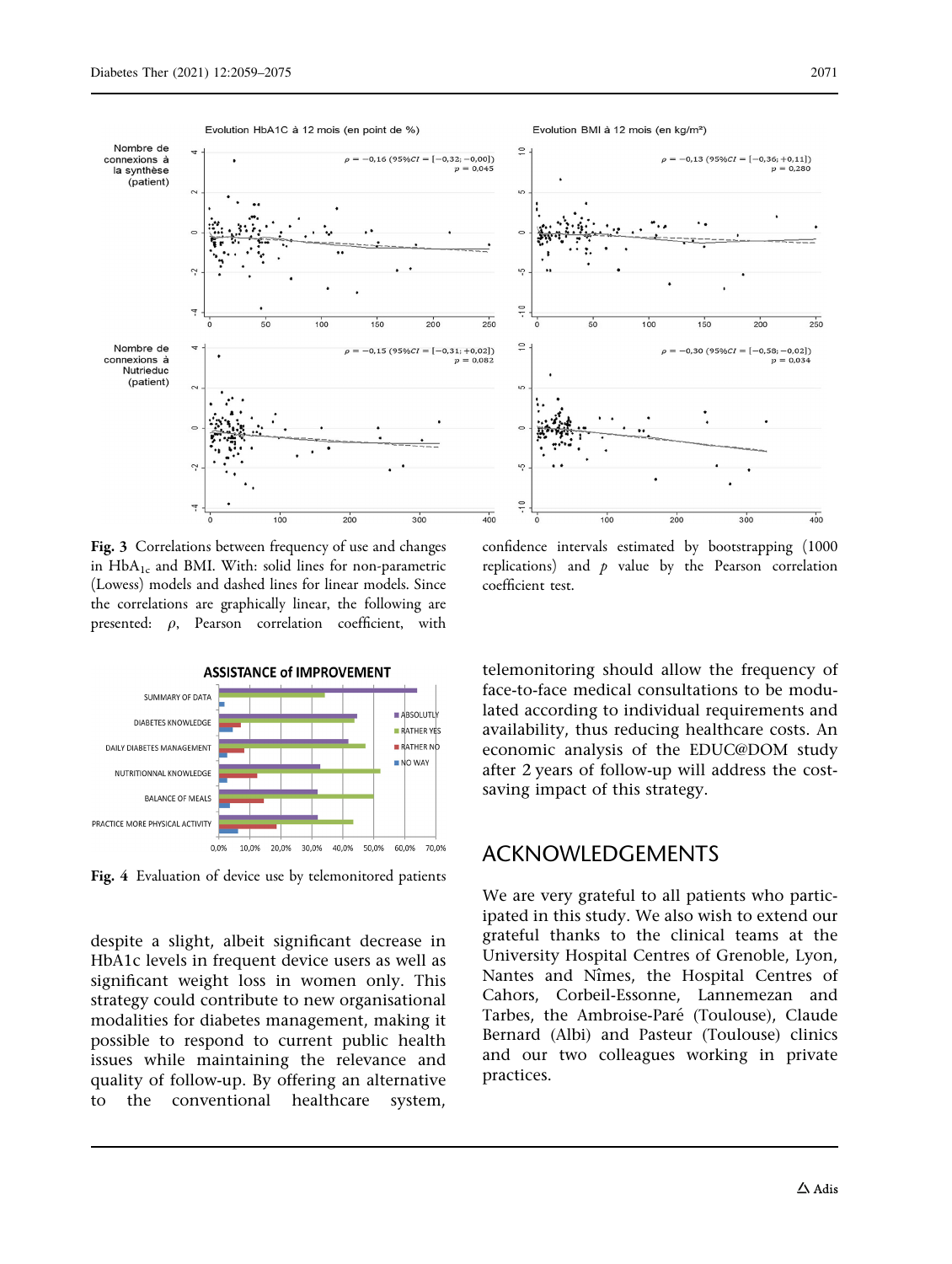**Fig. 3** Correlations between frequency of use and changes in $HbA_{1c}$ and BMI. With: solid lines for non-parametric (Lowess) models and dashed lines for linear models. Since the correlations are graphically linear, the following are presented: $\rho$, Pearson correlation coefficient, with confidence intervals estimated by bootstrapping (1000 replications) and $p$ value by the Pearson correlation coefficient test.

**Fig. 4** Evaluation of device use by telemonitored patients

despite a slight, albeit significant decrease in HbA1c levels in frequent device users as well as significant weight loss in women only. This strategy could contribute to new organisational modalities for diabetes management, making it possible to respond to current public health issues while maintaining the relevance and quality of follow-up. By offering an alternative to the conventional healthcare system, telemonitoring should allow the frequency of face-to-face medical consultations to be modulated according to individual requirements and availability, thus reducing healthcare costs. An economic analysis of the EDUC@DOM study after 2 years of follow-up will address the cost-saving impact of this strategy.

## ACKNOWLEDGEMENTS

We are very grateful to all patients who participated in this study. We also wish to extend our grateful thanks to the clinical teams at the University Hospital Centres of Grenoble, Lyon, Nantes and Nîmes, the Hospital Centres of Cahors, Corbeil-Essonne, Lannemezan and Tarbes, the Ambroise-Paré (Toulouse), Claude Bernard (Albi) and Pasteur (Toulouse) clinics and our two colleagues working in private practices.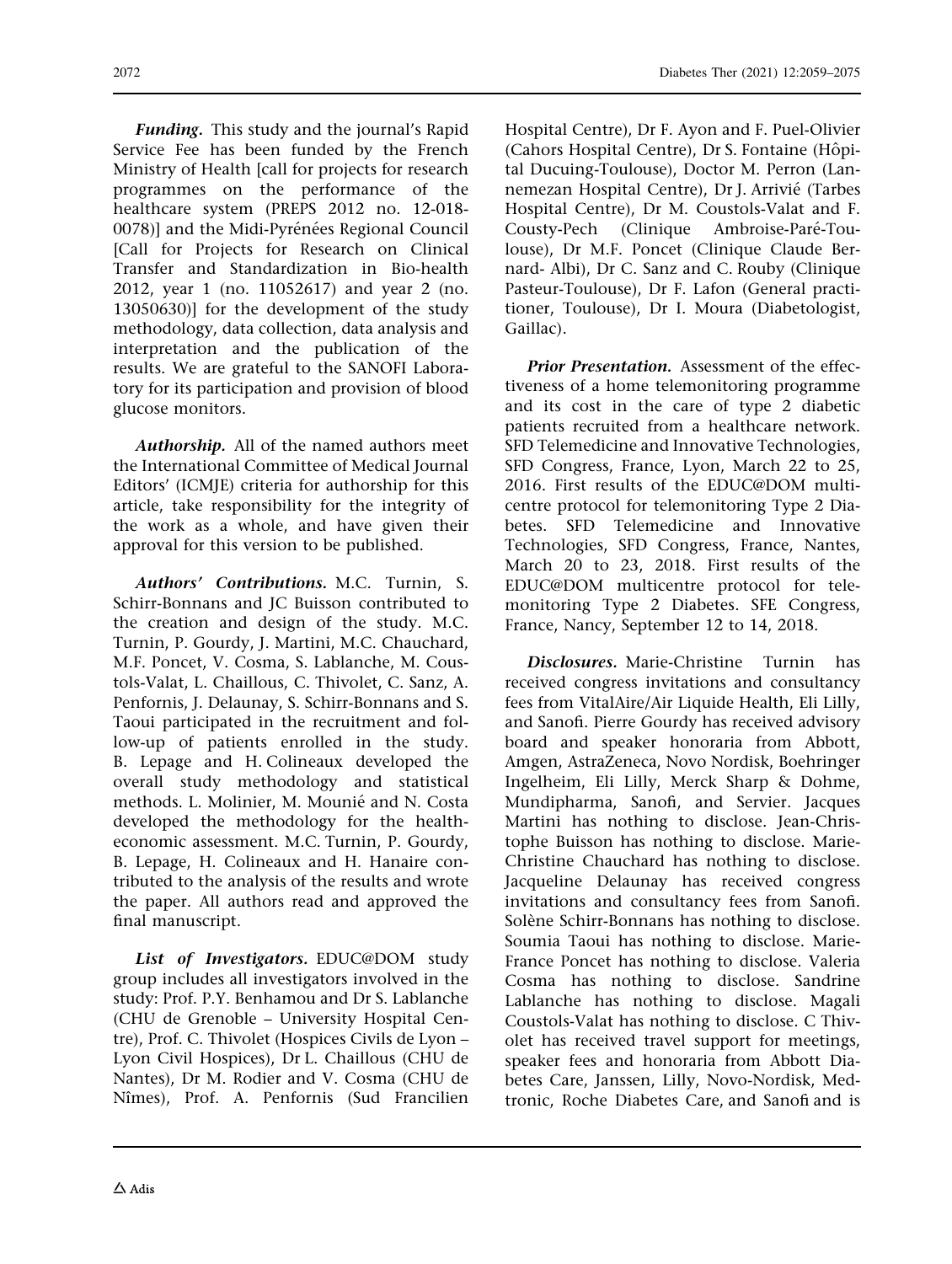***Funding.*** This study and the journal's Rapid Service Fee has been funded by the French Ministry of Health [call for projects for research programmes on the performance of the healthcare system (PREPS 2012 no. 12-018-0078)] and the Midi-Pyrénées Regional Council [Call for Projects for Research on Clinical Transfer and Standardization in Bio-health 2012, year 1 (no. 11052617) and year 2 (no. 13050630)] for the development of the study methodology, data collection, data analysis and interpretation and the publication of the results. We are grateful to the SANOFI Laboratory for its participation and provision of blood glucose monitors.

***Authorship.*** All of the named authors meet the International Committee of Medical Journal Editors' (ICMJE) criteria for authorship for this article, take responsibility for the integrity of the work as a whole, and have given their approval for this version to be published.

***Authors' Contributions.*** M.C. Turnin, S. Schirr-Bonnans and JC Buisson contributed to the creation and design of the study. M.C. Turnin, P. Gourdy, J. Martini, M.C. Chauchard, M.F. Poncet, V. Cosma, S. Lablanche, M. Coustols-Valat, L. Chaillous, C. Thivolet, C. Sanz, A. Penfornis, J. Delaunay, S. Schirr-Bonnans and S. Taoui participated in the recruitment and follow-up of patients enrolled in the study. B. Lepage and H. Colineaux developed the overall study methodology and statistical methods. L. Molinier, M. Mounié and N. Costa developed the methodology for the health-economic assessment. M.C. Turnin, P. Gourdy, B. Lepage, H. Colineaux and H. Hanaire contributed to the analysis of the results and wrote the paper. All authors read and approved the final manuscript.

***List of Investigators.*** EDUC@DOM study group includes all investigators involved in the study: Prof. P.Y. Benhamou and Dr S. Lablanche (CHU de Grenoble – University Hospital Centre), Prof. C. Thivolet (Hospices Civils de Lyon – Lyon Civil Hospices), Dr L. Chaillous (CHU de Nantes), Dr M. Rodier and V. Cosma (CHU de Nîmes), Prof. A. Penfornis (Sud Francilien Hospital Centre), Dr F. Ayon and F. Puel-Olivier (Cahors Hospital Centre), Dr S. Fontaine (Hôpital Ducuing-Toulouse), Doctor M. Perron (Lannemezan Hospital Centre), Dr J. Arrivié (Tarbes Hospital Centre), Dr M. Coustols-Valat and F. Cousty-Pech (Clinique Ambroise-Paré-Toulouse), Dr M.F. Poncet (Clinique Claude Bernard- Albi), Dr C. Sanz and C. Rouby (Clinique Pasteur-Toulouse), Dr F. Lafon (General practitioner, Toulouse), Dr I. Moura (Diabetologist, Gaillac).

***Prior Presentation.*** Assessment of the effectiveness of a home telemonitoring programme and its cost in the care of type 2 diabetic patients recruited from a healthcare network. SFD Telemedicine and Innovative Technologies, SFD Congress, France, Lyon, March 22 to 25, 2016. First results of the EDUC@DOM multicentre protocol for telemonitoring Type 2 Diabetes. SFD Telemedicine and Innovative Technologies, SFD Congress, France, Nantes, March 20 to 23, 2018. First results of the EDUC@DOM multicentre protocol for telemonitoring Type 2 Diabetes. SFE Congress, France, Nancy, September 12 to 14, 2018.

***Disclosures.*** Marie-Christine Turnin has received congress invitations and consultancy fees from VitalAire/Air Liquide Health, Eli Lilly, and Sanofi. Pierre Gourdy has received advisory board and speaker honoraria from Abbott, Amgen, AstraZeneca, Novo Nordisk, Boehringer Ingelheim, Eli Lilly, Merck Sharp & Dohme, Mundipharma, Sanofi, and Servier. Jacques Martini has nothing to disclose. Jean-Christophe Buisson has nothing to disclose. Marie-Christine Chauchard has nothing to disclose. Jacqueline Delaunay has received congress invitations and consultancy fees from Sanofi. Solène Schirr-Bonnans has nothing to disclose. Soumia Taoui has nothing to disclose. Marie-France Poncet has nothing to disclose. Valeria Cosma has nothing to disclose. Sandrine Lablanche has nothing to disclose. Magali Coustols-Valat has nothing to disclose. C Thivolet has received travel support for meetings, speaker fees and honoraria from Abbott Diabetes Care, Janssen, Lilly, Novo-Nordisk, Medtronic, Roche Diabetes Care, and Sanofi and is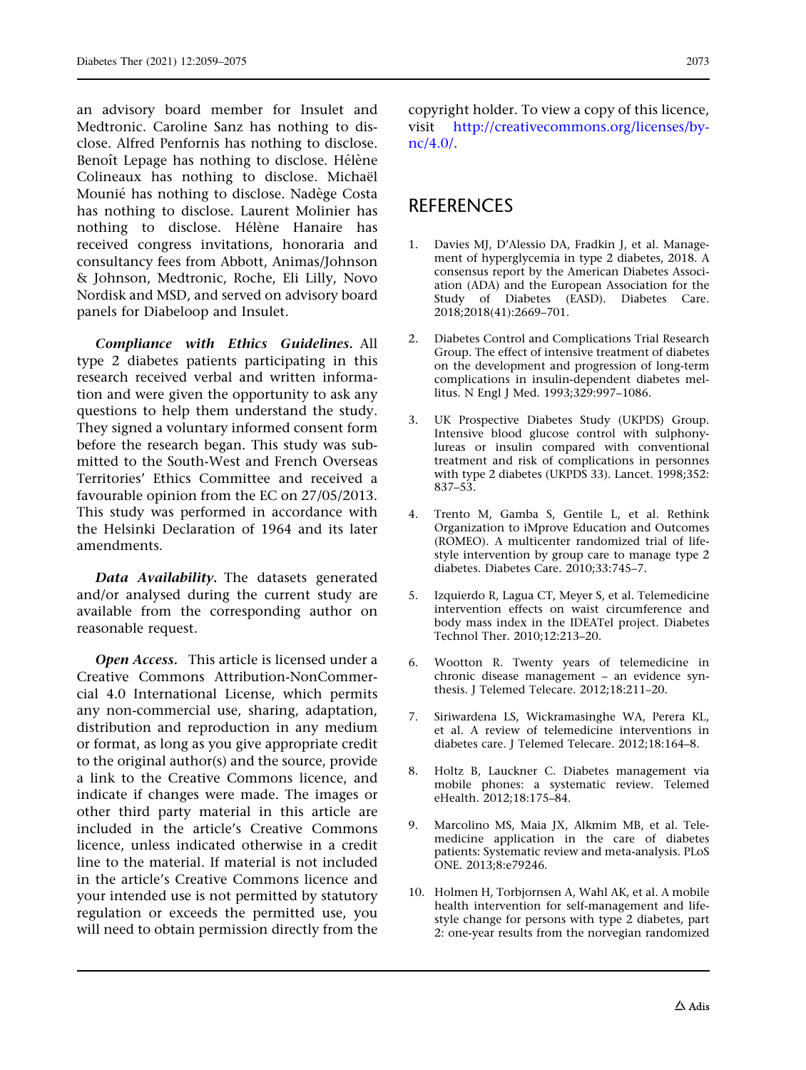an advisory board member for Insulet and Medtronic. Caroline Sanz has nothing to disclose. Alfred Penfornis has nothing to disclose. Benoît Lepage has nothing to disclose. Hélène Colineaux has nothing to disclose. Michaël Mounié has nothing to disclose. Nadège Costa has nothing to disclose. Laurent Molinier has nothing to disclose. Hélène Hanaire has received congress invitations, honoraria and consultancy fees from Abbott, Animas/Johnson & Johnson, Medtronic, Roche, Eli Lilly, Novo Nordisk and MSD, and served on advisory board panels for Diabeloop and Insulet.

***Compliance with Ethics Guidelines.*** All type 2 diabetes patients participating in this research received verbal and written information and were given the opportunity to ask any questions to help them understand the study. They signed a voluntary informed consent form before the research began. This study was submitted to the South-West and French Overseas Territories' Ethics Committee and received a favourable opinion from the EC on 27/05/2013. This study was performed in accordance with the Helsinki Declaration of 1964 and its later amendments.

***Data Availability.*** The datasets generated and/or analysed during the current study are available from the corresponding author on reasonable request.

***Open Access.*** This article is licensed under a Creative Commons Attribution-NonCommercial 4.0 International License, which permits any non-commercial use, sharing, adaptation, distribution and reproduction in any medium or format, as long as you give appropriate credit to the original author(s) and the source, provide a link to the Creative Commons licence, and indicate if changes were made. The images or other third party material in this article are included in the article's Creative Commons licence, unless indicated otherwise in a credit line to the material. If material is not included in the article's Creative Commons licence and your intended use is not permitted by statutory regulation or exceeds the permitted use, you will need to obtain permission directly from the copyright holder. To view a copy of this licence, visit http://creativecommons.org/licenses/by-nc/4.0/.

## REFERENCES

1. Davies MJ, D'Alessio DA, Fradkin J, et al. Management of hyperglycemia in type 2 diabetes, 2018. A consensus report by the American Diabetes Association (ADA) and the European Association for the Study of Diabetes (EASD). Diabetes Care. 2018;2018(41):2669–701.

2. Diabetes Control and Complications Trial Research Group. The effect of intensive treatment of diabetes on the development and progression of long-term complications in insulin-dependent diabetes mellitus. N Engl J Med. 1993;329:997–1086.

3. UK Prospective Diabetes Study (UKPDS) Group. Intensive blood glucose control with sulphonylureas or insulin compared with conventional treatment and risk of complications in personnes with type 2 diabetes (UKPDS 33). Lancet. 1998;352: 837–53.

4. Trento M, Gamba S, Gentile L, et al. Rethink Organization to iMprove Education and Outcomes (ROMEO). A multicenter randomized trial of lifestyle intervention by group care to manage type 2 diabetes. Diabetes Care. 2010;33:745–7.

5. Izquierdo R, Lagua CT, Meyer S, et al. Telemedicine intervention effects on waist circumference and body mass index in the IDEATel project. Diabetes Technol Ther. 2010;12:213–20.

6. Wootton R. Twenty years of telemedicine in chronic disease management – an evidence synthesis. J Telemed Telecare. 2012;18:211–20.

7. Siriwardena LS, Wickramasinghe WA, Perera KL, et al. A review of telemedicine interventions in diabetes care. J Telemed Telecare. 2012;18:164–8.

8. Holtz B, Lauckner C. Diabetes management via mobile phones: a systematic review. Telemed eHealth. 2012;18:175–84.

9. Marcolino MS, Maia JX, Alkmim MB, et al. Telemedicine application in the care of diabetes patients: Systematic review and meta-analysis. PLoS ONE. 2013;8:e79246.

10. Holmen H, Torbjornsen A, Wahl AK, et al. A mobile health intervention for self-management and lifestyle change for persons with type 2 diabetes, part 2: one-year results from the norvegian randomized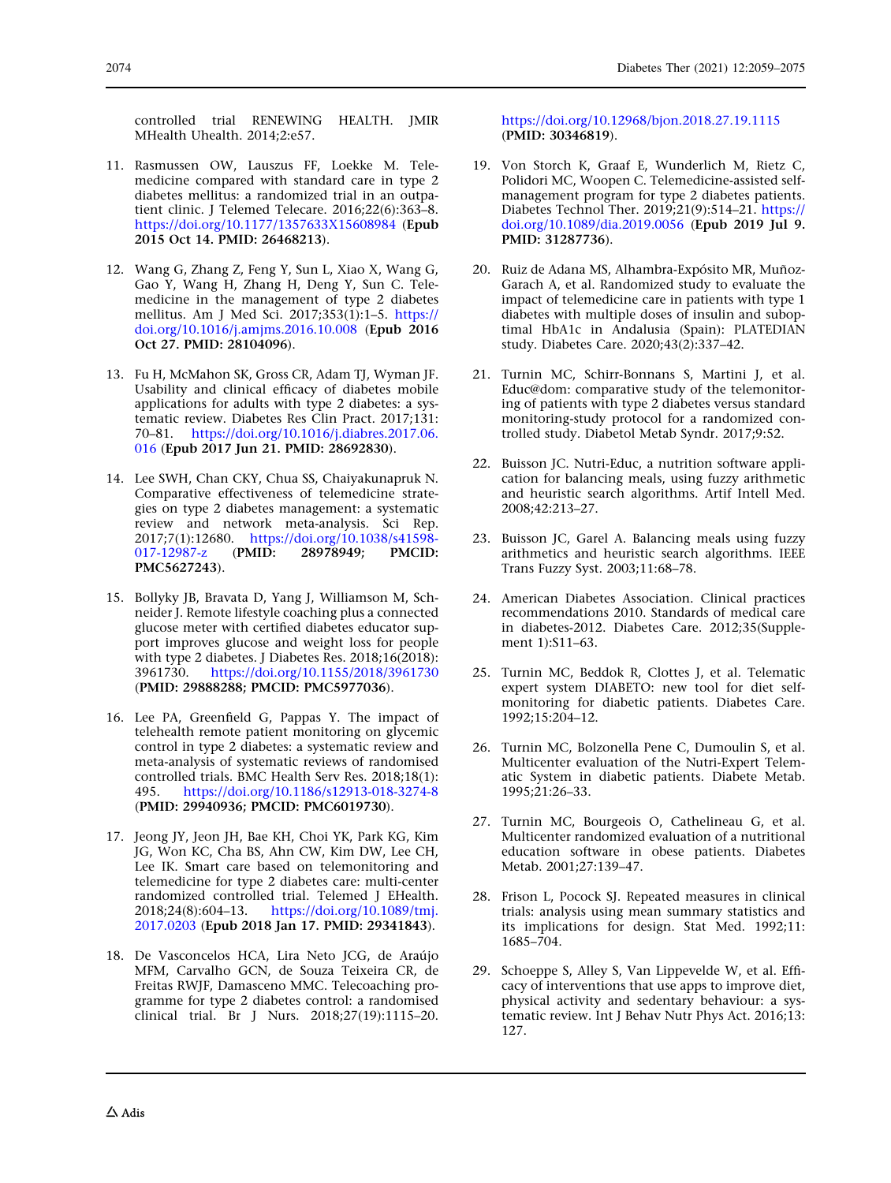controlled trial RENEWING HEALTH. JMIR MHealth Uhealth. 2014;2:e57.

11. Rasmussen OW, Lauszus FF, Loekke M. Telemedicine compared with standard care in type 2 diabetes mellitus: a randomized trial in an outpatient clinic. J Telemed Telecare. 2016;22(6):363–8. https://doi.org/10.1177/1357633X15608984 (**Epub 2015 Oct 14. PMID: 26468213**).

12. Wang G, Zhang Z, Feng Y, Sun L, Xiao X, Wang G, Gao Y, Wang H, Zhang H, Deng Y, Sun C. Telemedicine in the management of type 2 diabetes mellitus. Am J Med Sci. 2017;353(1):1–5. https://doi.org/10.1016/j.amjms.2016.10.008 (**Epub 2016 Oct 27. PMID: 28104096**).

13. Fu H, McMahon SK, Gross CR, Adam TJ, Wyman JF. Usability and clinical efficacy of diabetes mobile applications for adults with type 2 diabetes: a systematic review. Diabetes Res Clin Pract. 2017;131: 70–81. https://doi.org/10.1016/j.diabres.2017.06.016 (**Epub 2017 Jun 21. PMID: 28692830**).

14. Lee SWH, Chan CKY, Chua SS, Chaiyakunapruk N. Comparative effectiveness of telemedicine strategies on type 2 diabetes management: a systematic review and network meta-analysis. Sci Rep. 2017;7(1):12680. https://doi.org/10.1038/s41598-017-12987-z (**PMID: 28978949; PMCID: PMC5627243**).

15. Bollyky JB, Bravata D, Yang J, Williamson M, Schneider J. Remote lifestyle coaching plus a connected glucose meter with certified diabetes educator support improves glucose and weight loss for people with type 2 diabetes. J Diabetes Res. 2018;16(2018): 3961730. https://doi.org/10.1155/2018/3961730 (**PMID: 29888288; PMCID: PMC5977036**).

16. Lee PA, Greenfield G, Pappas Y. The impact of telehealth remote patient monitoring on glycemic control in type 2 diabetes: a systematic review and meta-analysis of systematic reviews of randomised controlled trials. BMC Health Serv Res. 2018;18(1): 495. https://doi.org/10.1186/s12913-018-3274-8 (**PMID: 29940936; PMCID: PMC6019730**).

17. Jeong JY, Jeon JH, Bae KH, Choi YK, Park KG, Kim JG, Won KC, Cha BS, Ahn CW, Kim DW, Lee CH, Lee IK. Smart care based on telemonitoring and telemedicine for type 2 diabetes care: multi-center randomized controlled trial. Telemed J EHealth. 2018;24(8):604–13. https://doi.org/10.1089/tmj.2017.0203 (**Epub 2018 Jan 17. PMID: 29341843**).

18. De Vasconcelos HCA, Lira Neto JCG, de Araújo MFM, Carvalho GCN, de Souza Teixeira CR, de Freitas RWJF, Damasceno MMC. Telecoaching programme for type 2 diabetes control: a randomised clinical trial. Br J Nurs. 2018;27(19):1115–20. https://doi.org/10.12968/bjon.2018.27.19.1115 (**PMID: 30346819**).

19. Von Storch K, Graaf E, Wunderlich M, Rietz C, Polidori MC, Woopen C. Telemedicine-assisted self-management program for type 2 diabetes patients. Diabetes Technol Ther. 2019;21(9):514–21. https://doi.org/10.1089/dia.2019.0056 (**Epub 2019 Jul 9. PMID: 31287736**).

20. Ruiz de Adana MS, Alhambra-Expósito MR, Muñoz-Garach A, et al. Randomized study to evaluate the impact of telemedicine care in patients with type 1 diabetes with multiple doses of insulin and suboptimal HbA1c in Andalusia (Spain): PLATEDIAN study. Diabetes Care. 2020;43(2):337–42.

21. Turnin MC, Schirr-Bonnans S, Martini J, et al. Educ@dom: comparative study of the telemonitoring of patients with type 2 diabetes versus standard monitoring-study protocol for a randomized controlled study. Diabetol Metab Syndr. 2017;9:52.

22. Buisson JC. Nutri-Educ, a nutrition software application for balancing meals, using fuzzy arithmetic and heuristic search algorithms. Artif Intell Med. 2008;42:213–27.

23. Buisson JC, Garel A. Balancing meals using fuzzy arithmetics and heuristic search algorithms. IEEE Trans Fuzzy Syst. 2003;11:68–78.

24. American Diabetes Association. Clinical practices recommendations 2010. Standards of medical care in diabetes-2012. Diabetes Care. 2012;35(Supplement 1):S11–63.

25. Turnin MC, Beddok R, Clottes J, et al. Telematic expert system DIABETO: new tool for diet self-monitoring for diabetic patients. Diabetes Care. 1992;15:204–12.

26. Turnin MC, Bolzonella Pene C, Dumoulin S, et al. Multicenter evaluation of the Nutri-Expert Telematic System in diabetic patients. Diabete Metab. 1995;21:26–33.

27. Turnin MC, Bourgeois O, Cathelineau G, et al. Multicenter randomized evaluation of a nutritional education software in obese patients. Diabetes Metab. 2001;27:139–47.

28. Frison L, Pocock SJ. Repeated measures in clinical trials: analysis using mean summary statistics and its implications for design. Stat Med. 1992;11: 1685–704.

29. Schoeppe S, Alley S, Van Lippevelde W, et al. Efficacy of interventions that use apps to improve diet, physical activity and sedentary behaviour: a systematic review. Int J Behav Nutr Phys Act. 2016;13: 127.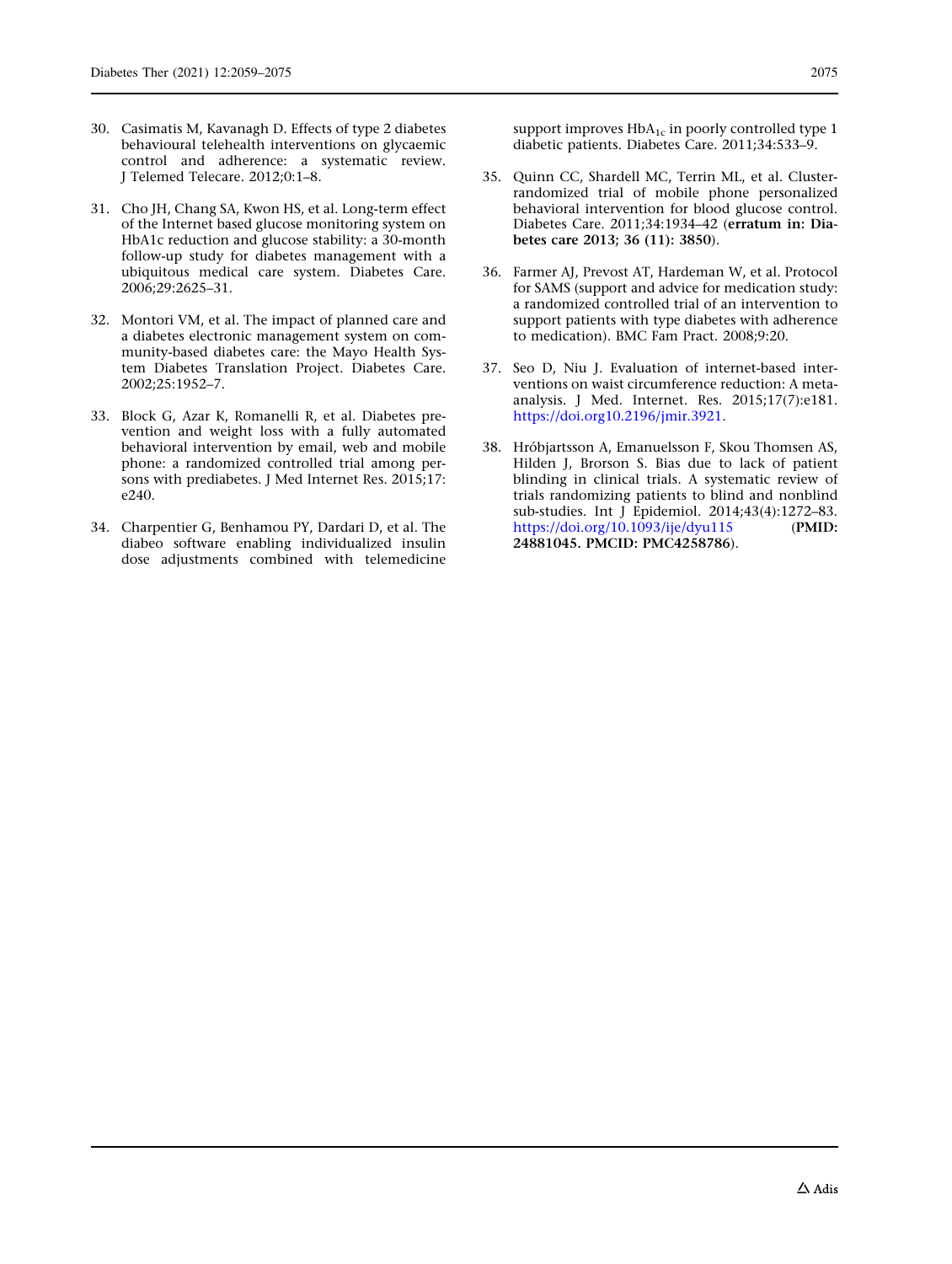30. Casimatis M, Kavanagh D. Effects of type 2 diabetes behavioural telehealth interventions on glycaemic control and adherence: a systematic review. J Telemed Telecare. 2012;0:1–8.

31. Cho JH, Chang SA, Kwon HS, et al. Long-term effect of the Internet based glucose monitoring system on HbA1c reduction and glucose stability: a 30-month follow-up study for diabetes management with a ubiquitous medical care system. Diabetes Care. 2006;29:2625–31.

32. Montori VM, et al. The impact of planned care and a diabetes electronic management system on community-based diabetes care: the Mayo Health System Diabetes Translation Project. Diabetes Care. 2002;25:1952–7.

33. Block G, Azar K, Romanelli R, et al. Diabetes prevention and weight loss with a fully automated behavioral intervention by email, web and mobile phone: a randomized controlled trial among persons with prediabetes. J Med Internet Res. 2015;17:e240.

34. Charpentier G, Benhamou PY, Dardari D, et al. The diabeo software enabling individualized insulin dose adjustments combined with telemedicine support improves $HbA_{1c}$ in poorly controlled type 1 diabetic patients. Diabetes Care. 2011;34:533–9.

35. Quinn CC, Shardell MC, Terrin ML, et al. Cluster-randomized trial of mobile phone personalized behavioral intervention for blood glucose control. Diabetes Care. 2011;34:1934–42 (**erratum in: Diabetes care 2013; 36 (11): 3850**).

36. Farmer AJ, Prevost AT, Hardeman W, et al. Protocol for SAMS (support and advice for medication study: a randomized controlled trial of an intervention to support patients with type diabetes with adherence to medication). BMC Fam Pract. 2008;9:20.

37. Seo D, Niu J. Evaluation of internet-based interventions on waist circumference reduction: A meta-analysis. J Med. Internet. Res. 2015;17(7):e181. https://doi.org10.2196/jmir.3921.

38. Hróbjartsson A, Emanuelsson F, Skou Thomsen AS, Hilden J, Brorson S. Bias due to lack of patient blinding in clinical trials. A systematic review of trials randomizing patients to blind and nonblind sub-studies. Int J Epidemiol. 2014;43(4):1272–83. https://doi.org/10.1093/ije/dyu115 (**PMID: 24881045. PMCID: PMC4258786**).